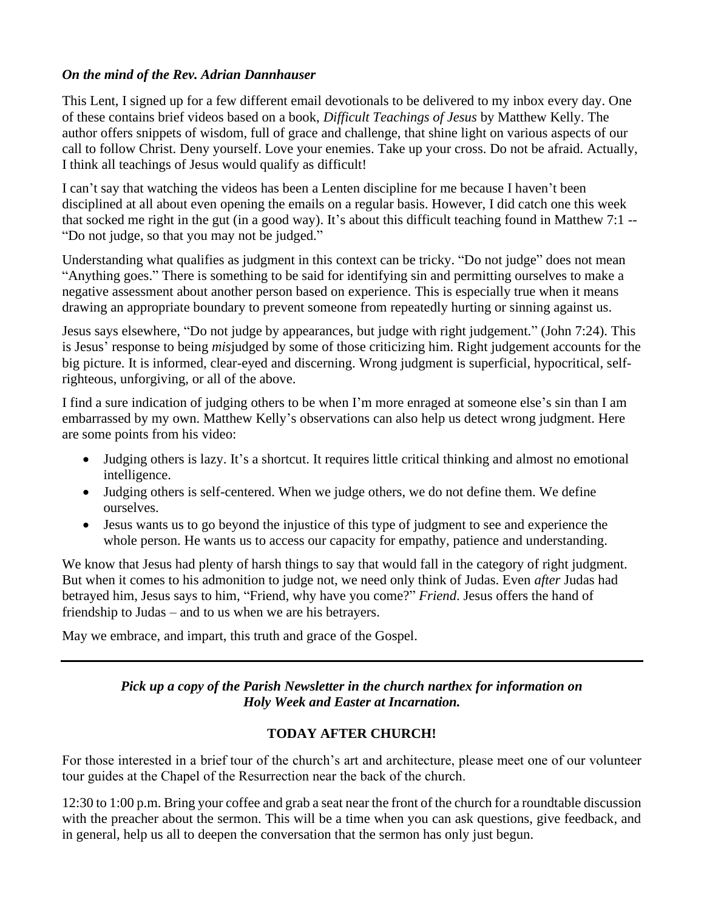***On the mind of the Rev. Adrian Dannhauser***

This Lent, I signed up for a few different email devotionals to be delivered to my inbox every day. One of these contains brief videos based on a book, *Difficult Teachings of Jesus* by Matthew Kelly. The author offers snippets of wisdom, full of grace and challenge, that shine light on various aspects of our call to follow Christ. Deny yourself. Love your enemies. Take up your cross. Do not be afraid. Actually, I think all teachings of Jesus would qualify as difficult!

I can't say that watching the videos has been a Lenten discipline for me because I haven't been disciplined at all about even opening the emails on a regular basis. However, I did catch one this week that socked me right in the gut (in a good way). It's about this difficult teaching found in Matthew 7:1 -- "Do not judge, so that you may not be judged."

Understanding what qualifies as judgment in this context can be tricky. "Do not judge" does not mean "Anything goes." There is something to be said for identifying sin and permitting ourselves to make a negative assessment about another person based on experience. This is especially true when it means drawing an appropriate boundary to prevent someone from repeatedly hurting or sinning against us.

Jesus says elsewhere, "Do not judge by appearances, but judge with right judgement." (John 7:24). This is Jesus' response to being *mis*judged by some of those criticizing him. Right judgement accounts for the big picture. It is informed, clear-eyed and discerning. Wrong judgment is superficial, hypocritical, self-righteous, unforgiving, or all of the above.

I find a sure indication of judging others to be when I'm more enraged at someone else's sin than I am embarrassed by my own. Matthew Kelly's observations can also help us detect wrong judgment. Here are some points from his video:

- Judging others is lazy. It's a shortcut. It requires little critical thinking and almost no emotional intelligence.
- Judging others is self-centered. When we judge others, we do not define them. We define ourselves.
- Jesus wants us to go beyond the injustice of this type of judgment to see and experience the whole person. He wants us to access our capacity for empathy, patience and understanding.

We know that Jesus had plenty of harsh things to say that would fall in the category of right judgment. But when it comes to his admonition to judge not, we need only think of Judas. Even *after* Judas had betrayed him, Jesus says to him, "Friend, why have you come?" *Friend*. Jesus offers the hand of friendship to Judas – and to us when we are his betrayers.

May we embrace, and impart, this truth and grace of the Gospel.

---

***Pick up a copy of the Parish Newsletter in the church narthex for information on Holy Week and Easter at Incarnation.***

**TODAY AFTER CHURCH!**

For those interested in a brief tour of the church's art and architecture, please meet one of our volunteer tour guides at the Chapel of the Resurrection near the back of the church.

12:30 to 1:00 p.m. Bring your coffee and grab a seat near the front of the church for a roundtable discussion with the preacher about the sermon. This will be a time when you can ask questions, give feedback, and in general, help us all to deepen the conversation that the sermon has only just begun.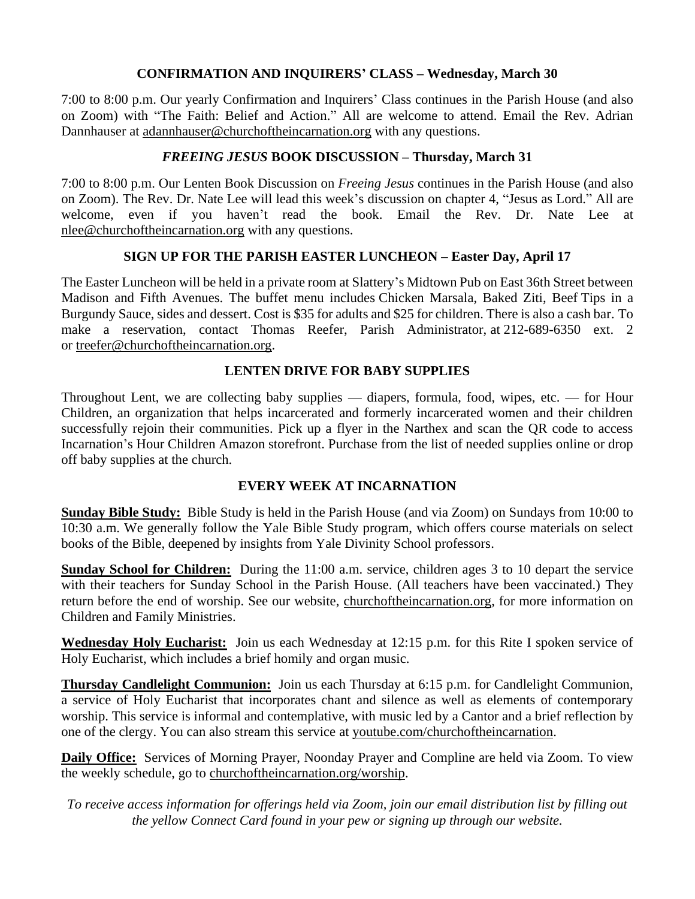### CONFIRMATION AND INQUIRERS' CLASS – Wednesday, March 30

7:00 to 8:00 p.m. Our yearly Confirmation and Inquirers' Class continues in the Parish House (and also on Zoom) with "The Faith: Belief and Action." All are welcome to attend. Email the Rev. Adrian Dannhauser at adannhauser@churchoftheincarnation.org with any questions.

### *FREEING JESUS* BOOK DISCUSSION – Thursday, March 31

7:00 to 8:00 p.m. Our Lenten Book Discussion on *Freeing Jesus* continues in the Parish House (and also on Zoom). The Rev. Dr. Nate Lee will lead this week's discussion on chapter 4, "Jesus as Lord." All are welcome, even if you haven't read the book. Email the Rev. Dr. Nate Lee at nlee@churchoftheincarnation.org with any questions.

### SIGN UP FOR THE PARISH EASTER LUNCHEON – Easter Day, April 17

The Easter Luncheon will be held in a private room at Slattery's Midtown Pub on East 36th Street between Madison and Fifth Avenues. The buffet menu includes Chicken Marsala, Baked Ziti, Beef Tips in a Burgundy Sauce, sides and dessert. Cost is $35 for adults and $25 for children. There is also a cash bar. To make a reservation, contact Thomas Reefer, Parish Administrator, at 212-689-6350 ext. 2 or treefer@churchoftheincarnation.org.

### LENTEN DRIVE FOR BABY SUPPLIES

Throughout Lent, we are collecting baby supplies — diapers, formula, food, wipes, etc. — for Hour Children, an organization that helps incarcerated and formerly incarcerated women and their children successfully rejoin their communities. Pick up a flyer in the Narthex and scan the QR code to access Incarnation's Hour Children Amazon storefront. Purchase from the list of needed supplies online or drop off baby supplies at the church.

### EVERY WEEK AT INCARNATION

**Sunday Bible Study:** Bible Study is held in the Parish House (and via Zoom) on Sundays from 10:00 to 10:30 a.m. We generally follow the Yale Bible Study program, which offers course materials on select books of the Bible, deepened by insights from Yale Divinity School professors.

**Sunday School for Children:** During the 11:00 a.m. service, children ages 3 to 10 depart the service with their teachers for Sunday School in the Parish House. (All teachers have been vaccinated.) They return before the end of worship. See our website, churchoftheincarnation.org, for more information on Children and Family Ministries.

**Wednesday Holy Eucharist:** Join us each Wednesday at 12:15 p.m. for this Rite I spoken service of Holy Eucharist, which includes a brief homily and organ music.

**Thursday Candlelight Communion:** Join us each Thursday at 6:15 p.m. for Candlelight Communion, a service of Holy Eucharist that incorporates chant and silence as well as elements of contemporary worship. This service is informal and contemplative, with music led by a Cantor and a brief reflection by one of the clergy. You can also stream this service at youtube.com/churchoftheincarnation.

**Daily Office:** Services of Morning Prayer, Noonday Prayer and Compline are held via Zoom. To view the weekly schedule, go to churchoftheincarnation.org/worship.

*To receive access information for offerings held via Zoom, join our email distribution list by filling out the yellow Connect Card found in your pew or signing up through our website.*